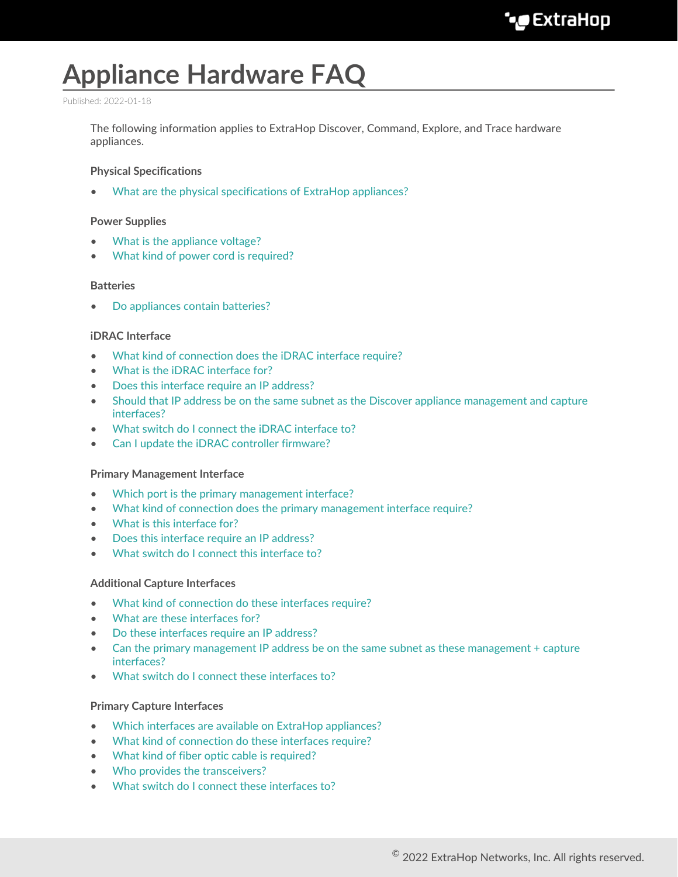# Appliance Hardware FAQ

Published: 2022-01-18

The following information applies to ExtraHop Discover, Command, Explore, and Trace hardware appliances.

### Physical Specifications

- What are the physical specifications of ExtraHop appliances?

### Power Supplies

- What is the appliance voltage?
- What kind of power cord is required?

### Batteries

- Do appliances contain batteries?

### iDRAC Interface

- What kind of connection does the iDRAC interface require?
- What is the iDRAC interface for?
- Does this interface require an IP address?
- Should that IP address be on the same subnet as the Discover appliance management and capture interfaces?
- What switch do I connect the iDRAC interface to?
- Can I update the iDRAC controller firmware?

### Primary Management Interface

- Which port is the primary management interface?
- What kind of connection does the primary management interface require?
- What is this interface for?
- Does this interface require an IP address?
- What switch do I connect this interface to?

### Additional Capture Interfaces

- What kind of connection do these interfaces require?
- What are these interfaces for?
- Do these interfaces require an IP address?
- Can the primary management IP address be on the same subnet as these management + capture interfaces?
- What switch do I connect these interfaces to?

### Primary Capture Interfaces

- Which interfaces are available on ExtraHop appliances?
- What kind of connection do these interfaces require?
- What kind of fiber optic cable is required?
- Who provides the transceivers?
- What switch do I connect these interfaces to?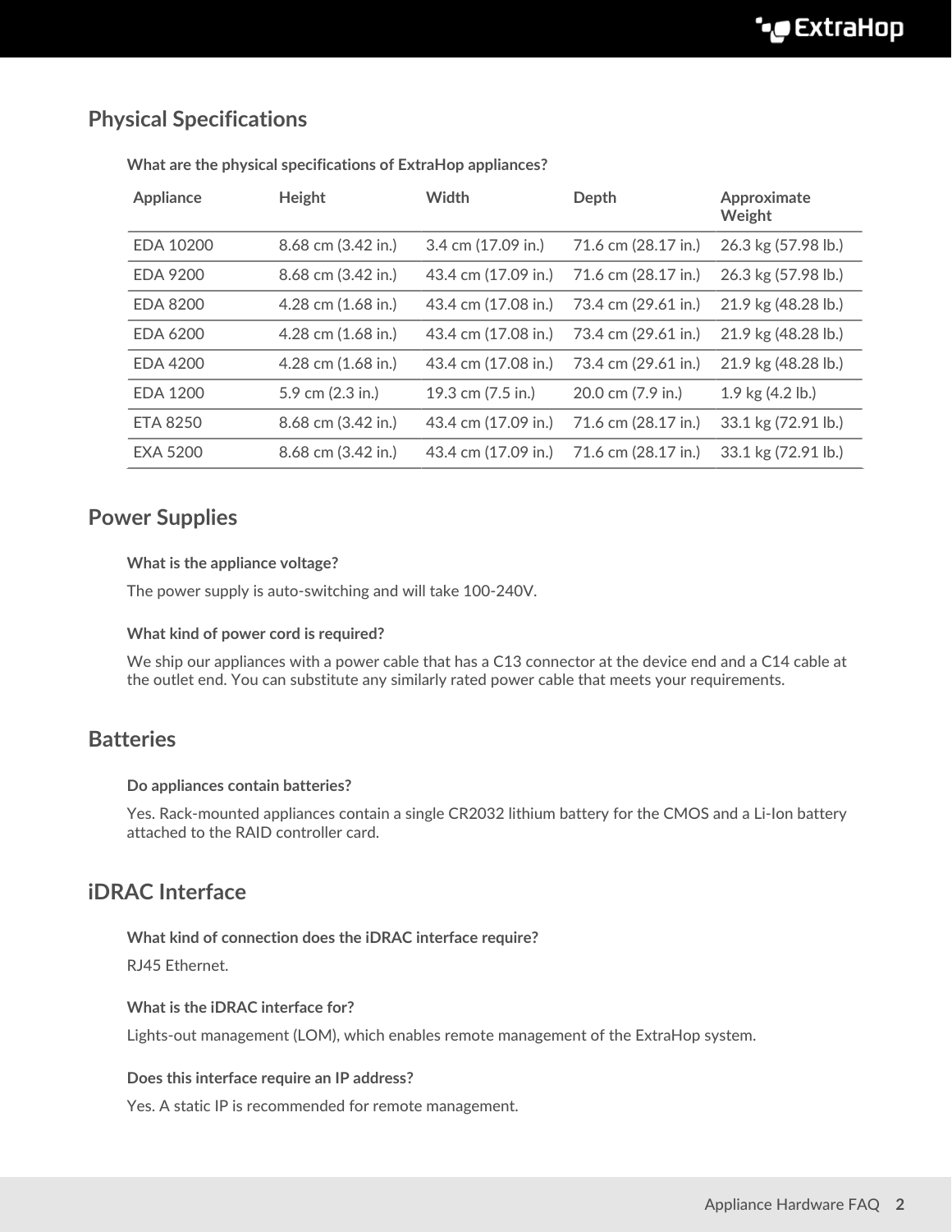## Physical Specifications

**What are the physical specifications of ExtraHop appliances?**

| Appliance | Height | Width | Depth | Approximate Weight |
|---|---|---|---|---|
| EDA 10200 | 8.68 cm (3.42 in.) | 3.4 cm (17.09 in.) | 71.6 cm (28.17 in.) | 26.3 kg (57.98 lb.) |
| EDA 9200 | 8.68 cm (3.42 in.) | 43.4 cm (17.09 in.) | 71.6 cm (28.17 in.) | 26.3 kg (57.98 lb.) |
| EDA 8200 | 4.28 cm (1.68 in.) | 43.4 cm (17.08 in.) | 73.4 cm (29.61 in.) | 21.9 kg (48.28 lb.) |
| EDA 6200 | 4.28 cm (1.68 in.) | 43.4 cm (17.08 in.) | 73.4 cm (29.61 in.) | 21.9 kg (48.28 lb.) |
| EDA 4200 | 4.28 cm (1.68 in.) | 43.4 cm (17.08 in.) | 73.4 cm (29.61 in.) | 21.9 kg (48.28 lb.) |
| EDA 1200 | 5.9 cm (2.3 in.) | 19.3 cm (7.5 in.) | 20.0 cm (7.9 in.) | 1.9 kg (4.2 lb.) |
| ETA 8250 | 8.68 cm (3.42 in.) | 43.4 cm (17.09 in.) | 71.6 cm (28.17 in.) | 33.1 kg (72.91 lb.) |
| EXA 5200 | 8.68 cm (3.42 in.) | 43.4 cm (17.09 in.) | 71.6 cm (28.17 in.) | 33.1 kg (72.91 lb.) |

## Power Supplies

**What is the appliance voltage?**

The power supply is auto-switching and will take 100-240V.

**What kind of power cord is required?**

We ship our appliances with a power cable that has a C13 connector at the device end and a C14 cable at the outlet end. You can substitute any similarly rated power cable that meets your requirements.

## Batteries

**Do appliances contain batteries?**

Yes. Rack-mounted appliances contain a single CR2032 lithium battery for the CMOS and a Li-Ion battery attached to the RAID controller card.

## iDRAC Interface

**What kind of connection does the iDRAC interface require?**

RJ45 Ethernet.

**What is the iDRAC interface for?**

Lights-out management (LOM), which enables remote management of the ExtraHop system.

**Does this interface require an IP address?**

Yes. A static IP is recommended for remote management.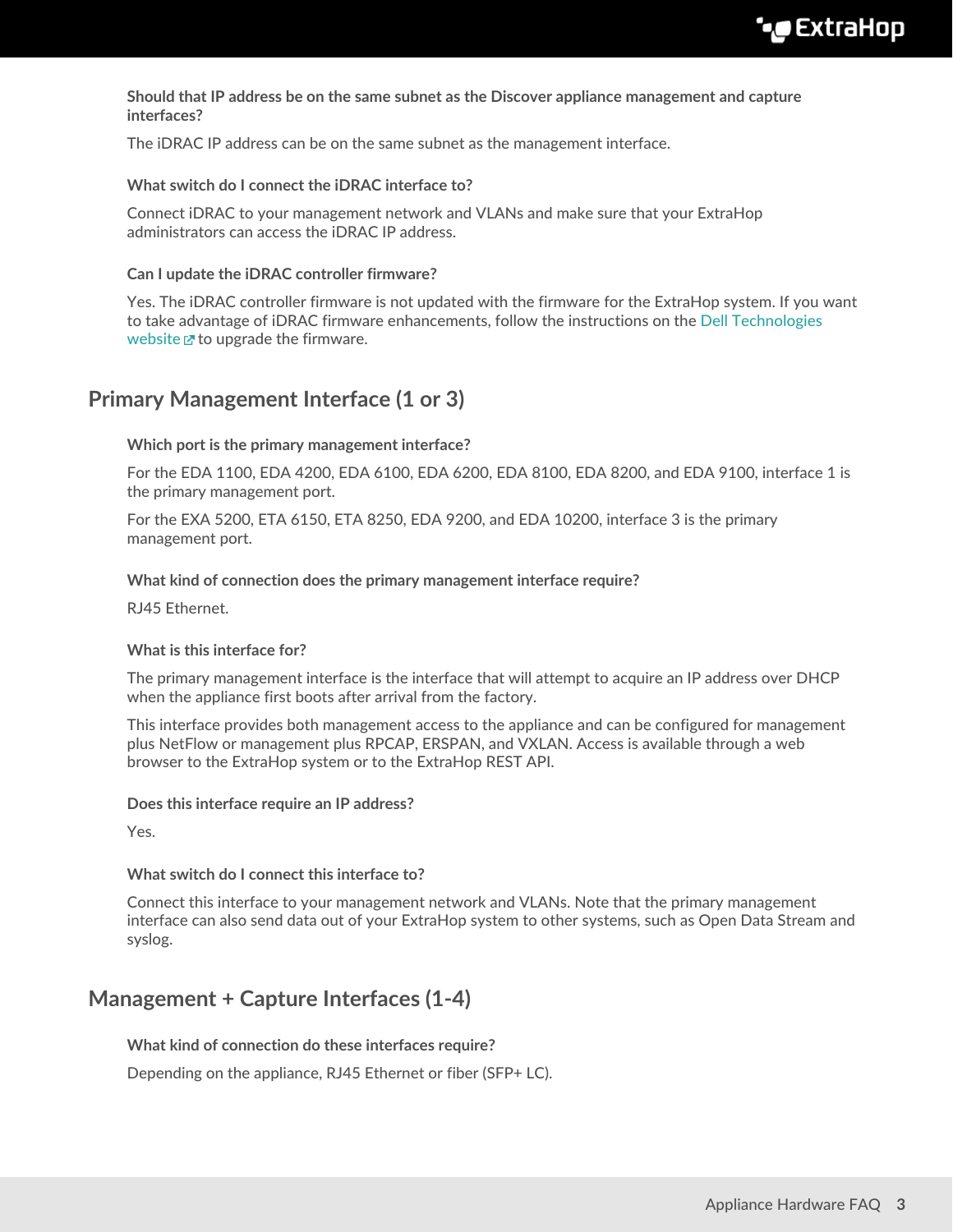**Should that IP address be on the same subnet as the Discover appliance management and capture interfaces?**

The iDRAC IP address can be on the same subnet as the management interface.

**What switch do I connect the iDRAC interface to?**

Connect iDRAC to your management network and VLANs and make sure that your ExtraHop administrators can access the iDRAC IP address.

**Can I update the iDRAC controller firmware?**

Yes. The iDRAC controller firmware is not updated with the firmware for the ExtraHop system. If you want to take advantage of iDRAC firmware enhancements, follow the instructions on the Dell Technologies website to upgrade the firmware.

## Primary Management Interface (1 or 3)

**Which port is the primary management interface?**

For the EDA 1100, EDA 4200, EDA 6100, EDA 6200, EDA 8100, EDA 8200, and EDA 9100, interface 1 is the primary management port.

For the EXA 5200, ETA 6150, ETA 8250, EDA 9200, and EDA 10200, interface 3 is the primary management port.

**What kind of connection does the primary management interface require?**

RJ45 Ethernet.

**What is this interface for?**

The primary management interface is the interface that will attempt to acquire an IP address over DHCP when the appliance first boots after arrival from the factory.

This interface provides both management access to the appliance and can be configured for management plus NetFlow or management plus RPCAP, ERSPAN, and VXLAN. Access is available through a web browser to the ExtraHop system or to the ExtraHop REST API.

**Does this interface require an IP address?**

Yes.

**What switch do I connect this interface to?**

Connect this interface to your management network and VLANs. Note that the primary management interface can also send data out of your ExtraHop system to other systems, such as Open Data Stream and syslog.

## Management + Capture Interfaces (1-4)

**What kind of connection do these interfaces require?**

Depending on the appliance, RJ45 Ethernet or fiber (SFP+ LC).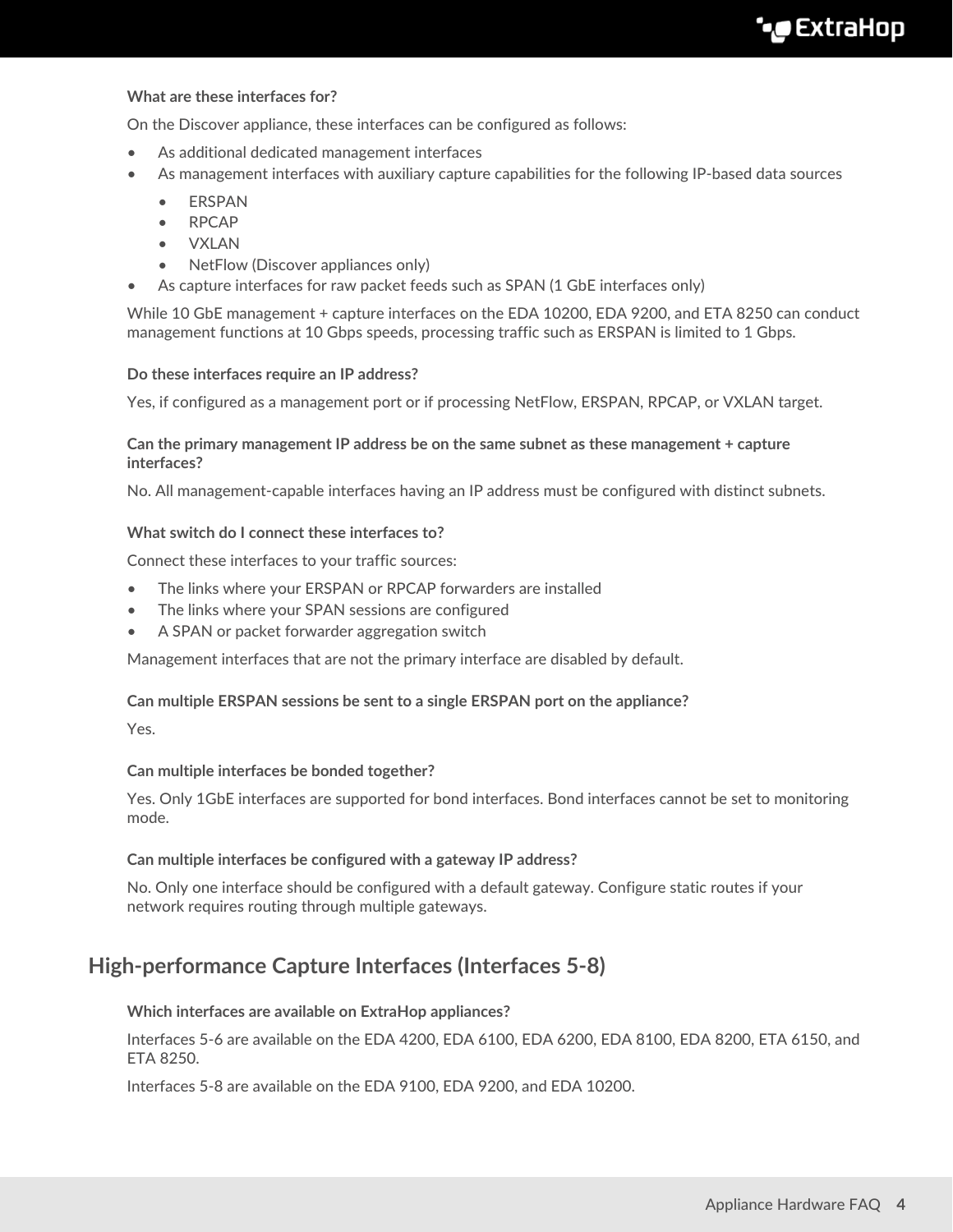#### What are these interfaces for?

On the Discover appliance, these interfaces can be configured as follows:

- As additional dedicated management interfaces
- As management interfaces with auxiliary capture capabilities for the following IP-based data sources
  - ERSPAN
  - RPCAP
  - VXLAN
  - NetFlow (Discover appliances only)
- As capture interfaces for raw packet feeds such as SPAN (1 GbE interfaces only)

While 10 GbE management + capture interfaces on the EDA 10200, EDA 9200, and ETA 8250 can conduct management functions at 10 Gbps speeds, processing traffic such as ERSPAN is limited to 1 Gbps.

#### Do these interfaces require an IP address?

Yes, if configured as a management port or if processing NetFlow, ERSPAN, RPCAP, or VXLAN target.

#### Can the primary management IP address be on the same subnet as these management + capture interfaces?

No. All management-capable interfaces having an IP address must be configured with distinct subnets.

#### What switch do I connect these interfaces to?

Connect these interfaces to your traffic sources:

- The links where your ERSPAN or RPCAP forwarders are installed
- The links where your SPAN sessions are configured
- A SPAN or packet forwarder aggregation switch

Management interfaces that are not the primary interface are disabled by default.

#### Can multiple ERSPAN sessions be sent to a single ERSPAN port on the appliance?

Yes.

#### Can multiple interfaces be bonded together?

Yes. Only 1GbE interfaces are supported for bond interfaces. Bond interfaces cannot be set to monitoring mode.

#### Can multiple interfaces be configured with a gateway IP address?

No. Only one interface should be configured with a default gateway. Configure static routes if your network requires routing through multiple gateways.

## High-performance Capture Interfaces (Interfaces 5-8)

#### Which interfaces are available on ExtraHop appliances?

Interfaces 5-6 are available on the EDA 4200, EDA 6100, EDA 6200, EDA 8100, EDA 8200, ETA 6150, and ETA 8250.

Interfaces 5-8 are available on the EDA 9100, EDA 9200, and EDA 10200.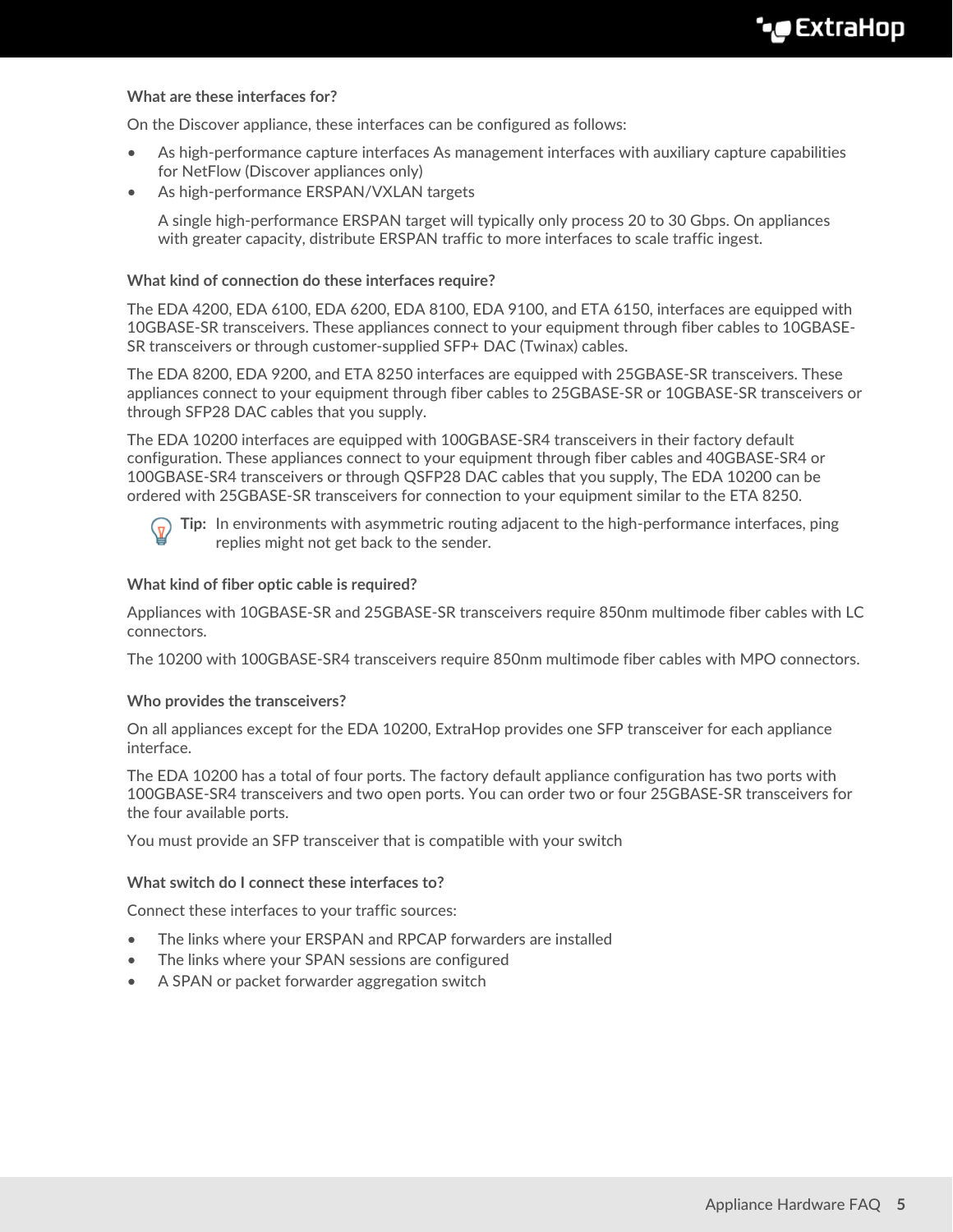### What are these interfaces for?

On the Discover appliance, these interfaces can be configured as follows:

- As high-performance capture interfaces As management interfaces with auxiliary capture capabilities for NetFlow (Discover appliances only)
- As high-performance ERSPAN/VXLAN targets

  A single high-performance ERSPAN target will typically only process 20 to 30 Gbps. On appliances with greater capacity, distribute ERSPAN traffic to more interfaces to scale traffic ingest.

### What kind of connection do these interfaces require?

The EDA 4200, EDA 6100, EDA 6200, EDA 8100, EDA 9100, and ETA 6150, interfaces are equipped with 10GBASE-SR transceivers. These appliances connect to your equipment through fiber cables to 10GBASE-SR transceivers or through customer-supplied SFP+ DAC (Twinax) cables.

The EDA 8200, EDA 9200, and ETA 8250 interfaces are equipped with 25GBASE-SR transceivers. These appliances connect to your equipment through fiber cables to 25GBASE-SR or 10GBASE-SR transceivers or through SFP28 DAC cables that you supply.

The EDA 10200 interfaces are equipped with 100GBASE-SR4 transceivers in their factory default configuration. These appliances connect to your equipment through fiber cables and 40GBASE-SR4 or 100GBASE-SR4 transceivers or through QSFP28 DAC cables that you supply, The EDA 10200 can be ordered with 25GBASE-SR transceivers for connection to your equipment similar to the ETA 8250.

**Tip:** In environments with asymmetric routing adjacent to the high-performance interfaces, ping replies might not get back to the sender.

### What kind of fiber optic cable is required?

Appliances with 10GBASE-SR and 25GBASE-SR transceivers require 850nm multimode fiber cables with LC connectors.

The 10200 with 100GBASE-SR4 transceivers require 850nm multimode fiber cables with MPO connectors.

### Who provides the transceivers?

On all appliances except for the EDA 10200, ExtraHop provides one SFP transceiver for each appliance interface.

The EDA 10200 has a total of four ports. The factory default appliance configuration has two ports with 100GBASE-SR4 transceivers and two open ports. You can order two or four 25GBASE-SR transceivers for the four available ports.

You must provide an SFP transceiver that is compatible with your switch

### What switch do I connect these interfaces to?

Connect these interfaces to your traffic sources:

- The links where your ERSPAN and RPCAP forwarders are installed
- The links where your SPAN sessions are configured
- A SPAN or packet forwarder aggregation switch